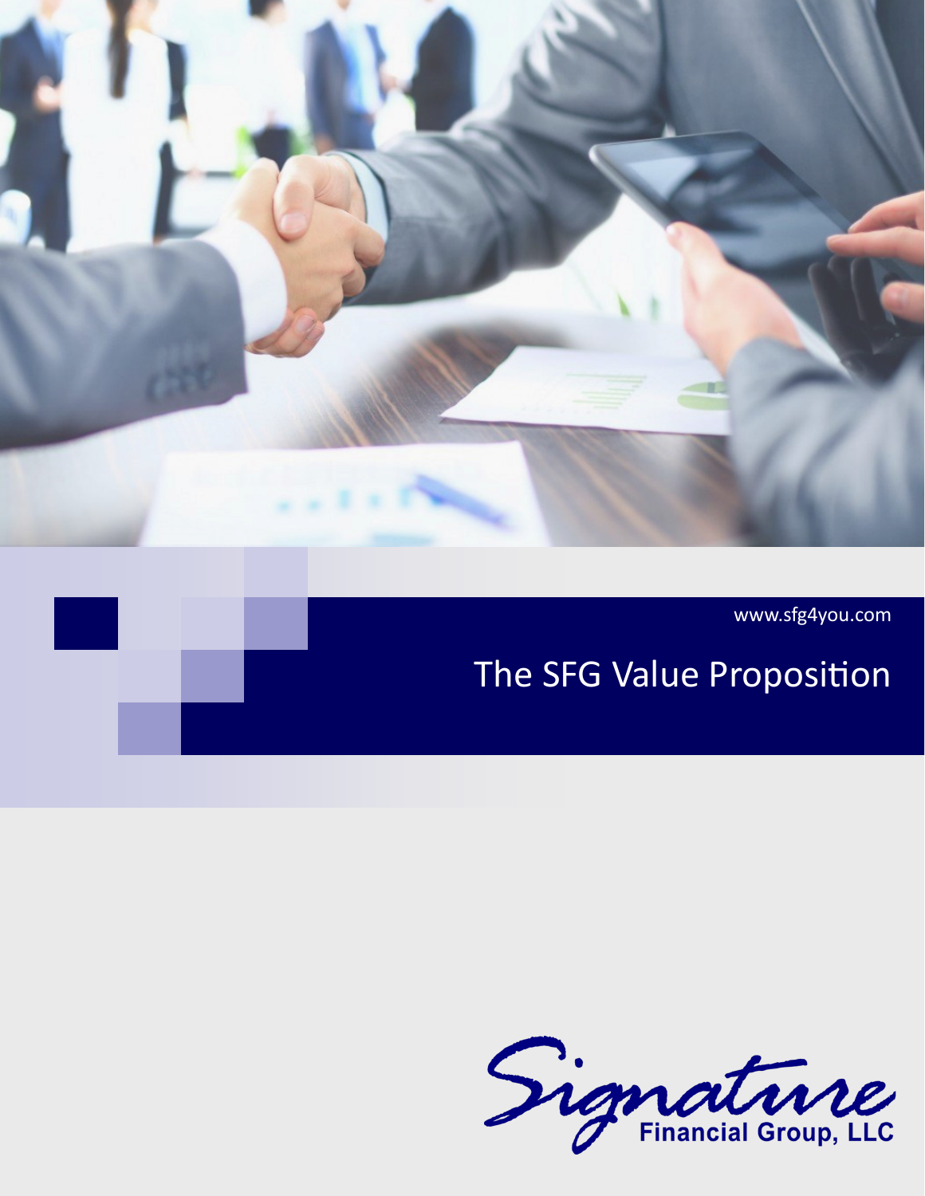www.sfg4you.com

# The SFG Value Proposition

Signature Financial Group, LLC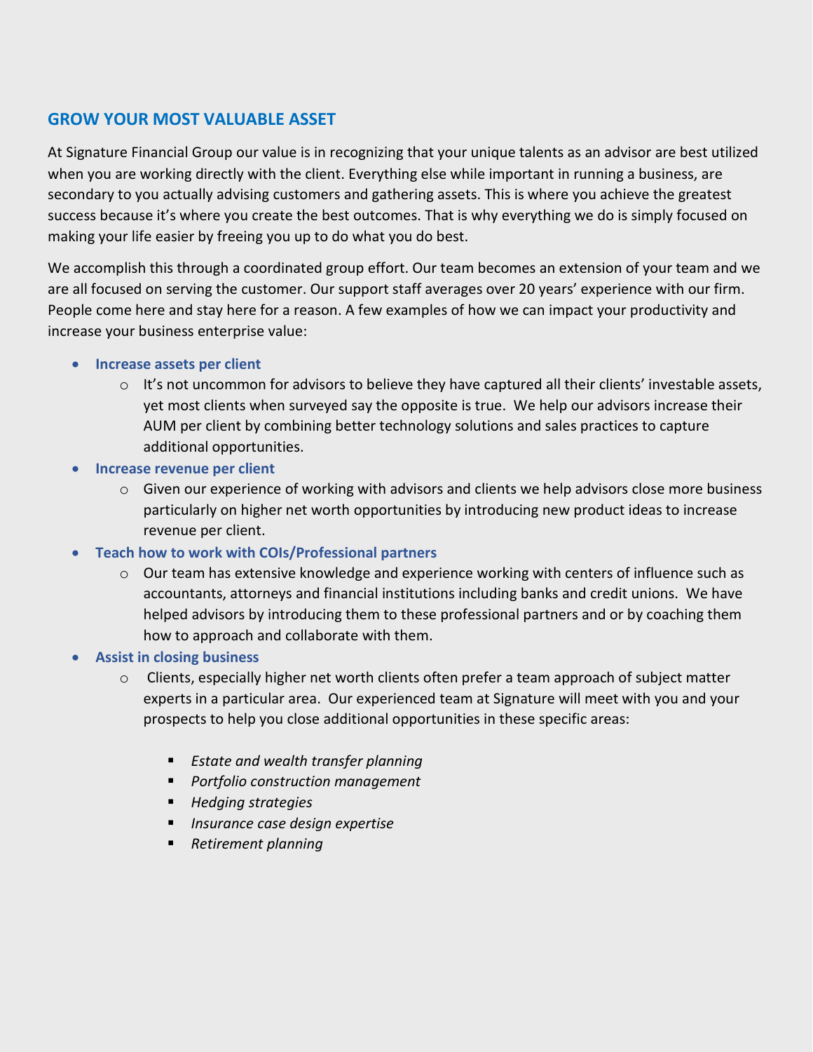## GROW YOUR MOST VALUABLE ASSET

At Signature Financial Group our value is in recognizing that your unique talents as an advisor are best utilized when you are working directly with the client. Everything else while important in running a business, are secondary to you actually advising customers and gathering assets. This is where you achieve the greatest success because it's where you create the best outcomes. That is why everything we do is simply focused on making your life easier by freeing you up to do what you do best.

We accomplish this through a coordinated group effort. Our team becomes an extension of your team and we are all focused on serving the customer. Our support staff averages over 20 years' experience with our firm. People come here and stay here for a reason. A few examples of how we can impact your productivity and increase your business enterprise value:

- **Increase assets per client**
  - It's not uncommon for advisors to believe they have captured all their clients' investable assets, yet most clients when surveyed say the opposite is true. We help our advisors increase their AUM per client by combining better technology solutions and sales practices to capture additional opportunities.
- **Increase revenue per client**
  - Given our experience of working with advisors and clients we help advisors close more business particularly on higher net worth opportunities by introducing new product ideas to increase revenue per client.
- **Teach how to work with COIs/Professional partners**
  - Our team has extensive knowledge and experience working with centers of influence such as accountants, attorneys and financial institutions including banks and credit unions. We have helped advisors by introducing them to these professional partners and or by coaching them how to approach and collaborate with them.
- **Assist in closing business**
  - Clients, especially higher net worth clients often prefer a team approach of subject matter experts in a particular area. Our experienced team at Signature will meet with you and your prospects to help you close additional opportunities in these specific areas:
    - *Estate and wealth transfer planning*
    - *Portfolio construction management*
    - *Hedging strategies*
    - *Insurance case design expertise*
    - *Retirement planning*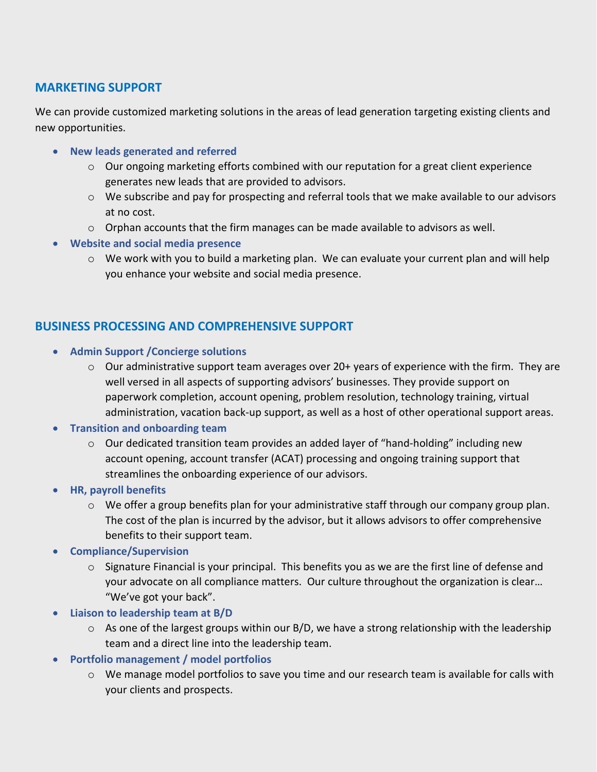## MARKETING SUPPORT

We can provide customized marketing solutions in the areas of lead generation targeting existing clients and new opportunities.

- **New leads generated and referred**
  - Our ongoing marketing efforts combined with our reputation for a great client experience generates new leads that are provided to advisors.
  - We subscribe and pay for prospecting and referral tools that we make available to our advisors at no cost.
  - Orphan accounts that the firm manages can be made available to advisors as well.
- **Website and social media presence**
  - We work with you to build a marketing plan. We can evaluate your current plan and will help you enhance your website and social media presence.

## BUSINESS PROCESSING AND COMPREHENSIVE SUPPORT

- **Admin Support /Concierge solutions**
  - Our administrative support team averages over 20+ years of experience with the firm. They are well versed in all aspects of supporting advisors' businesses. They provide support on paperwork completion, account opening, problem resolution, technology training, virtual administration, vacation back-up support, as well as a host of other operational support areas.
- **Transition and onboarding team**
  - Our dedicated transition team provides an added layer of "hand-holding" including new account opening, account transfer (ACAT) processing and ongoing training support that streamlines the onboarding experience of our advisors.
- **HR, payroll benefits**
  - We offer a group benefits plan for your administrative staff through our company group plan. The cost of the plan is incurred by the advisor, but it allows advisors to offer comprehensive benefits to their support team.
- **Compliance/Supervision**
  - Signature Financial is your principal. This benefits you as we are the first line of defense and your advocate on all compliance matters. Our culture throughout the organization is clear… "We've got your back".
- **Liaison to leadership team at B/D**
  - As one of the largest groups within our B/D, we have a strong relationship with the leadership team and a direct line into the leadership team.
- **Portfolio management / model portfolios**
  - We manage model portfolios to save you time and our research team is available for calls with your clients and prospects.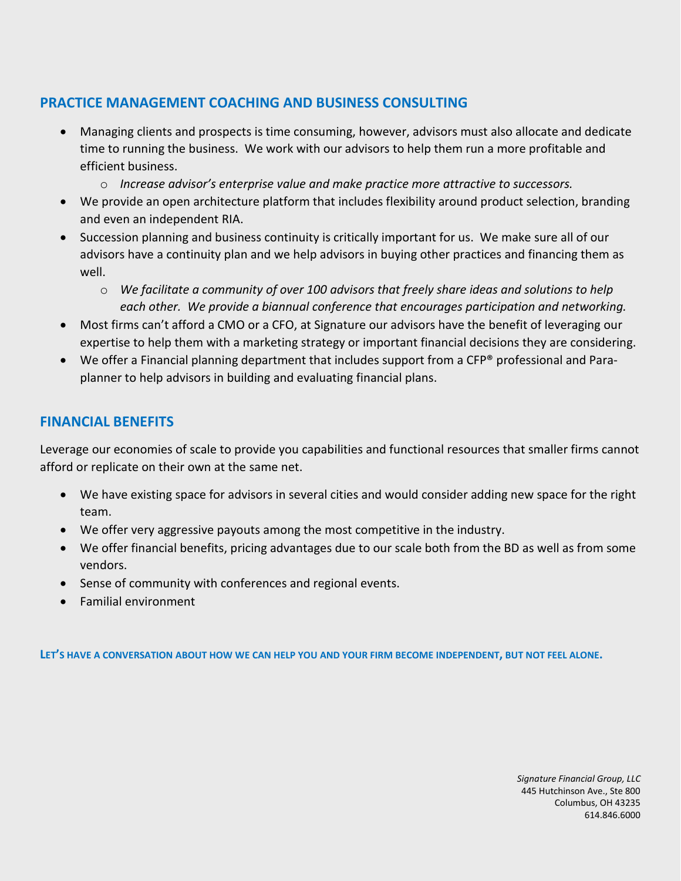## PRACTICE MANAGEMENT COACHING AND BUSINESS CONSULTING

- Managing clients and prospects is time consuming, however, advisors must also allocate and dedicate time to running the business. We work with our advisors to help them run a more profitable and efficient business.
  - *Increase advisor's enterprise value and make practice more attractive to successors.*
- We provide an open architecture platform that includes flexibility around product selection, branding and even an independent RIA.
- Succession planning and business continuity is critically important for us. We make sure all of our advisors have a continuity plan and we help advisors in buying other practices and financing them as well.
  - *We facilitate a community of over 100 advisors that freely share ideas and solutions to help each other. We provide a biannual conference that encourages participation and networking.*
- Most firms can't afford a CMO or a CFO, at Signature our advisors have the benefit of leveraging our expertise to help them with a marketing strategy or important financial decisions they are considering.
- We offer a Financial planning department that includes support from a CFP® professional and Para-planner to help advisors in building and evaluating financial plans.

## FINANCIAL BENEFITS

Leverage our economies of scale to provide you capabilities and functional resources that smaller firms cannot afford or replicate on their own at the same net.

- We have existing space for advisors in several cities and would consider adding new space for the right team.
- We offer very aggressive payouts among the most competitive in the industry.
- We offer financial benefits, pricing advantages due to our scale both from the BD as well as from some vendors.
- Sense of community with conferences and regional events.
- Familial environment

**LET'S HAVE A CONVERSATION ABOUT HOW WE CAN HELP YOU AND YOUR FIRM BECOME INDEPENDENT, BUT NOT FEEL ALONE.**

*Signature Financial Group, LLC*
445 Hutchinson Ave., Ste 800
Columbus, OH 43235
614.846.6000